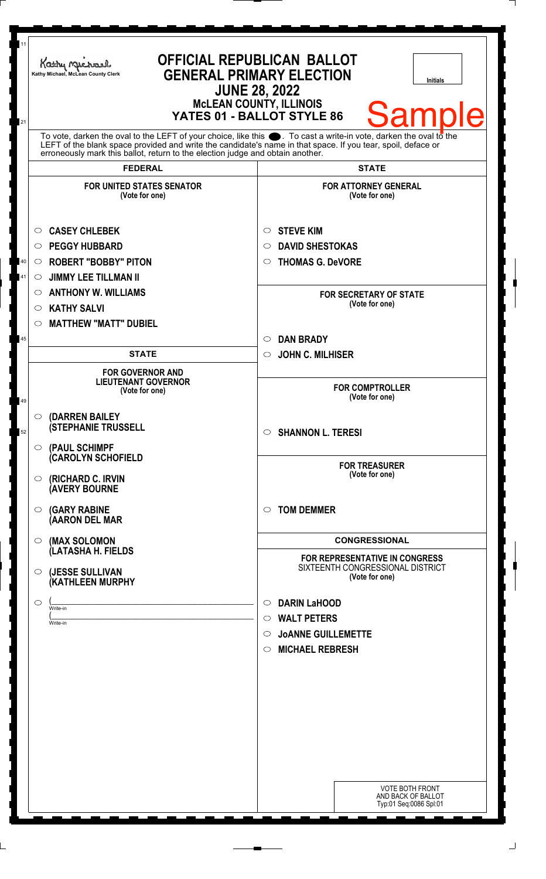Kathy Michael, McLean County Clerk

# OFFICIAL REPUBLICAN BALLOT
## GENERAL PRIMARY ELECTION
### JUNE 28, 2022
### McLEAN COUNTY, ILLINOIS
### YATES 01 - BALLOT STYLE 86

Initials

Sample

To vote, darken the oval to the LEFT of your choice, like this ●. To cast a write-in vote, darken the oval to the LEFT of the blank space provided and write the candidate's name in that space. If you tear, spoil, deface or erroneously mark this ballot, return to the election judge and obtain another.

## FEDERAL

**FOR UNITED STATES SENATOR**
(Vote for one)

- ○ CASEY CHLEBEK
- ○ PEGGY HUBBARD
- ○ ROBERT "BOBBY" PITON
- ○ JIMMY LEE TILLMAN II
- ○ ANTHONY W. WILLIAMS
- ○ KATHY SALVI
- ○ MATTHEW "MATT" DUBIEL

## STATE

**FOR GOVERNOR AND LIEUTENANT GOVERNOR**
(Vote for one)

- ○ (DARREN BAILEY (STEPHANIE TRUSSELL
- ○ (PAUL SCHIMPF (CAROLYN SCHOFIELD
- ○ (RICHARD C. IRVIN (AVERY BOURNE
- ○ (GARY RABINE (AARON DEL MAR
- ○ (MAX SOLOMON (LATASHA H. FIELDS
- ○ (JESSE SULLIVAN (KATHLEEN MURPHY
- ○ (\_\_\_\_\_\_\_\_\_\_ Write-in (\_\_\_\_\_\_\_\_\_\_ Write-in

## STATE

**FOR ATTORNEY GENERAL**
(Vote for one)

- ○ STEVE KIM
- ○ DAVID SHESTOKAS
- ○ THOMAS G. DeVORE

**FOR SECRETARY OF STATE**
(Vote for one)

- ○ DAN BRADY
- ○ JOHN C. MILHISER

**FOR COMPTROLLER**
(Vote for one)

- ○ SHANNON L. TERESI

**FOR TREASURER**
(Vote for one)

- ○ TOM DEMMER

## CONGRESSIONAL

**FOR REPRESENTATIVE IN CONGRESS**
SIXTEENTH CONGRESSIONAL DISTRICT
(Vote for one)

- ○ DARIN LaHOOD
- ○ WALT PETERS
- ○ JoANNE GUILLEMETTE
- ○ MICHAEL REBRESH

VOTE BOTH FRONT AND BACK OF BALLOT
Typ:01 Seq:0086 Spl:01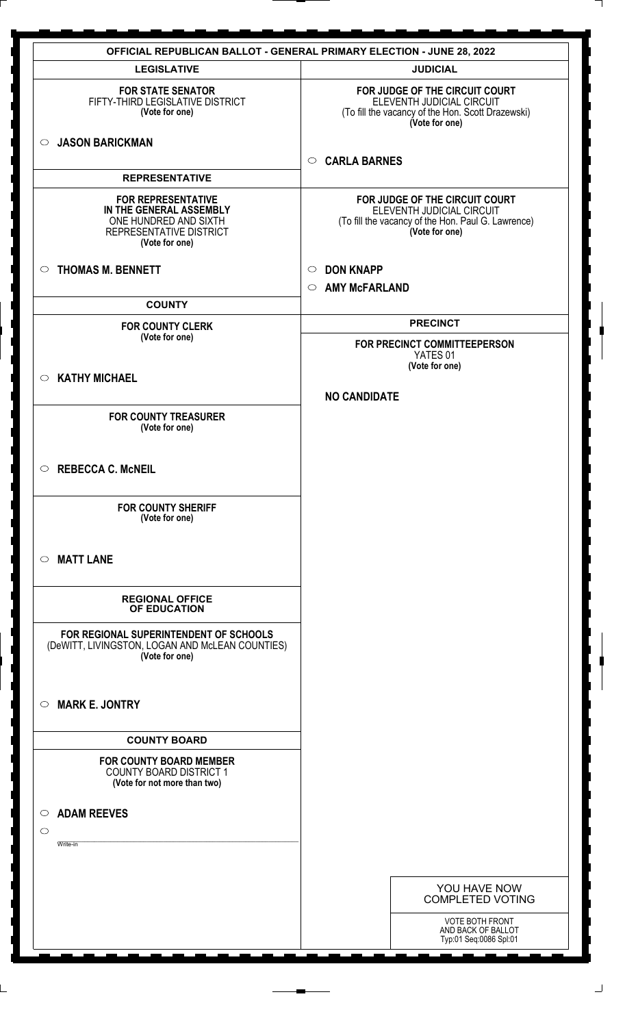# OFFICIAL REPUBLICAN BALLOT - GENERAL PRIMARY ELECTION - JUNE 28, 2022

## LEGISLATIVE

**FOR STATE SENATOR**
FIFTY-THIRD LEGISLATIVE DISTRICT
**(Vote for one)**

○ **JASON BARICKMAN**

## REPRESENTATIVE

**FOR REPRESENTATIVE IN THE GENERAL ASSEMBLY**
ONE HUNDRED AND SIXTH REPRESENTATIVE DISTRICT
**(Vote for one)**

○ **THOMAS M. BENNETT**

## COUNTY

**FOR COUNTY CLERK**
**(Vote for one)**

○ **KATHY MICHAEL**

**FOR COUNTY TREASURER**
**(Vote for one)**

○ **REBECCA C. McNEIL**

**FOR COUNTY SHERIFF**
**(Vote for one)**

○ **MATT LANE**

## REGIONAL OFFICE OF EDUCATION

**FOR REGIONAL SUPERINTENDENT OF SCHOOLS**
(DeWITT, LIVINGSTON, LOGAN AND McLEAN COUNTIES)
**(Vote for one)**

○ **MARK E. JONTRY**

## COUNTY BOARD

**FOR COUNTY BOARD MEMBER**
COUNTY BOARD DISTRICT 1
**(Vote for not more than two)**

○ **ADAM REEVES**

○ ____________________
Write-in

## JUDICIAL

**FOR JUDGE OF THE CIRCUIT COURT**
ELEVENTH JUDICIAL CIRCUIT
(To fill the vacancy of the Hon. Scott Drazewski)
**(Vote for one)**

○ **CARLA BARNES**

**FOR JUDGE OF THE CIRCUIT COURT**
ELEVENTH JUDICIAL CIRCUIT
(To fill the vacancy of the Hon. Paul G. Lawrence)
**(Vote for one)**

○ **DON KNAPP**

○ **AMY McFARLAND**

## PRECINCT

**FOR PRECINCT COMMITTEEPERSON**
YATES 01
**(Vote for one)**

**NO CANDIDATE**

YOU HAVE NOW COMPLETED VOTING

VOTE BOTH FRONT AND BACK OF BALLOT
Typ:01 Seq:0086 Spl:01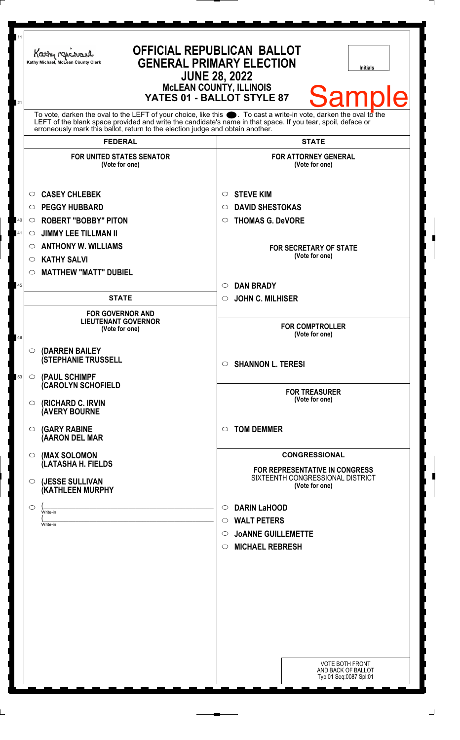Kathy Michael, McLean County Clerk

# OFFICIAL REPUBLICAN BALLOT
## GENERAL PRIMARY ELECTION
## JUNE 28, 2022
### McLEAN COUNTY, ILLINOIS
### YATES 01 - BALLOT STYLE 87

Initials

Sample

To vote, darken the oval to the LEFT of your choice, like this ●. To cast a write-in vote, darken the oval to the LEFT of the blank space provided and write the candidate's name in that space. If you tear, spoil, deface or erroneously mark this ballot, return to the election judge and obtain another.

## FEDERAL

**FOR UNITED STATES SENATOR**
(Vote for one)

- ○ **CASEY CHLEBEK**
- ○ **PEGGY HUBBARD**
- ○ **ROBERT "BOBBY" PITON**
- ○ **JIMMY LEE TILLMAN II**
- ○ **ANTHONY W. WILLIAMS**
- ○ **KATHY SALVI**
- ○ **MATTHEW "MATT" DUBIEL**

## STATE

**FOR GOVERNOR AND LIEUTENANT GOVERNOR**
(Vote for one)

- ○ **(DARREN BAILEY (STEPHANIE TRUSSELL**
- ○ **(PAUL SCHIMPF (CAROLYN SCHOFIELD**
- ○ **(RICHARD C. IRVIN (AVERY BOURNE**
- ○ **(GARY RABINE (AARON DEL MAR**
- ○ **(MAX SOLOMON (LATASHA H. FIELDS**
- ○ **(JESSE SULLIVAN (KATHLEEN MURPHY**
- ○ ( ______________________ Write-in
  ( ______________________ Write-in

## STATE

**FOR ATTORNEY GENERAL**
(Vote for one)

- ○ **STEVE KIM**
- ○ **DAVID SHESTOKAS**
- ○ **THOMAS G. DeVORE**

**FOR SECRETARY OF STATE**
(Vote for one)

- ○ **DAN BRADY**
- ○ **JOHN C. MILHISER**

**FOR COMPTROLLER**
(Vote for one)

- ○ **SHANNON L. TERESI**

**FOR TREASURER**
(Vote for one)

- ○ **TOM DEMMER**

## CONGRESSIONAL

**FOR REPRESENTATIVE IN CONGRESS**
SIXTEENTH CONGRESSIONAL DISTRICT
(Vote for one)

- ○ **DARIN LaHOOD**
- ○ **WALT PETERS**
- ○ **JoANNE GUILLEMETTE**
- ○ **MICHAEL REBRESH**

VOTE BOTH FRONT AND BACK OF BALLOT
Typ:01 Seq:0087 Spl:01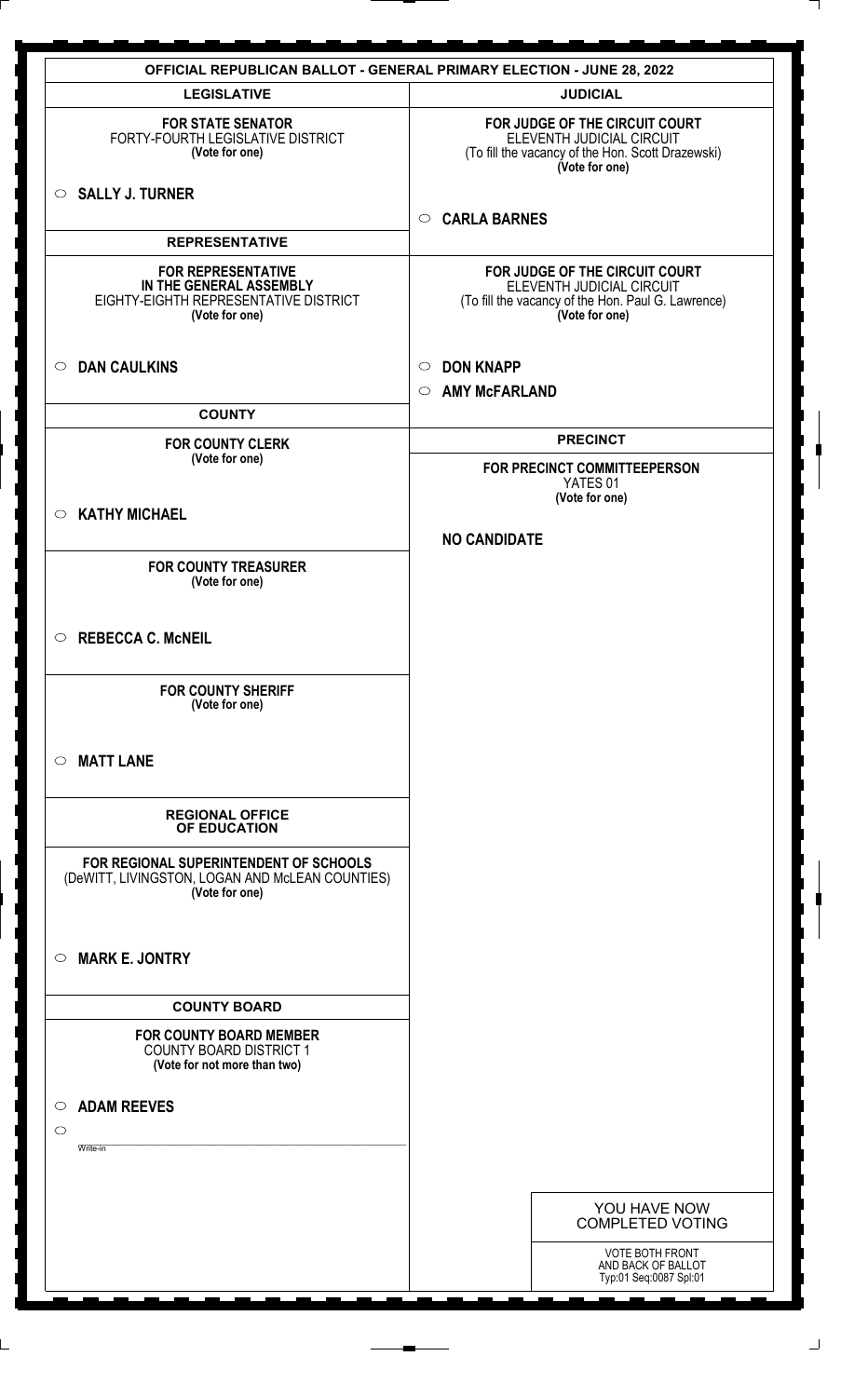# OFFICIAL REPUBLICAN BALLOT - GENERAL PRIMARY ELECTION - JUNE 28, 2022

## LEGISLATIVE

**FOR STATE SENATOR**
FORTY-FOURTH LEGISLATIVE DISTRICT
**(Vote for one)**

○ **SALLY J. TURNER**

## REPRESENTATIVE

**FOR REPRESENTATIVE IN THE GENERAL ASSEMBLY**
EIGHTY-EIGHTH REPRESENTATIVE DISTRICT
**(Vote for one)**

○ **DAN CAULKINS**

## COUNTY

**FOR COUNTY CLERK**
**(Vote for one)**

○ **KATHY MICHAEL**

**FOR COUNTY TREASURER**
**(Vote for one)**

○ **REBECCA C. McNEIL**

**FOR COUNTY SHERIFF**
**(Vote for one)**

○ **MATT LANE**

## REGIONAL OFFICE OF EDUCATION

**FOR REGIONAL SUPERINTENDENT OF SCHOOLS**
(DeWITT, LIVINGSTON, LOGAN AND McLEAN COUNTIES)
**(Vote for one)**

○ **MARK E. JONTRY**

## COUNTY BOARD

**FOR COUNTY BOARD MEMBER**
COUNTY BOARD DISTRICT 1
**(Vote for not more than two)**

○ **ADAM REEVES**

○ ____________________
Write-in

## JUDICIAL

**FOR JUDGE OF THE CIRCUIT COURT**
ELEVENTH JUDICIAL CIRCUIT
(To fill the vacancy of the Hon. Scott Drazewski)
**(Vote for one)**

○ **CARLA BARNES**

**FOR JUDGE OF THE CIRCUIT COURT**
ELEVENTH JUDICIAL CIRCUIT
(To fill the vacancy of the Hon. Paul G. Lawrence)
**(Vote for one)**

○ **DON KNAPP**

○ **AMY McFARLAND**

## PRECINCT

**FOR PRECINCT COMMITTEEPERSON**
YATES 01
**(Vote for one)**

**NO CANDIDATE**

YOU HAVE NOW COMPLETED VOTING

VOTE BOTH FRONT AND BACK OF BALLOT
Typ:01 Seq:0087 Spl:01